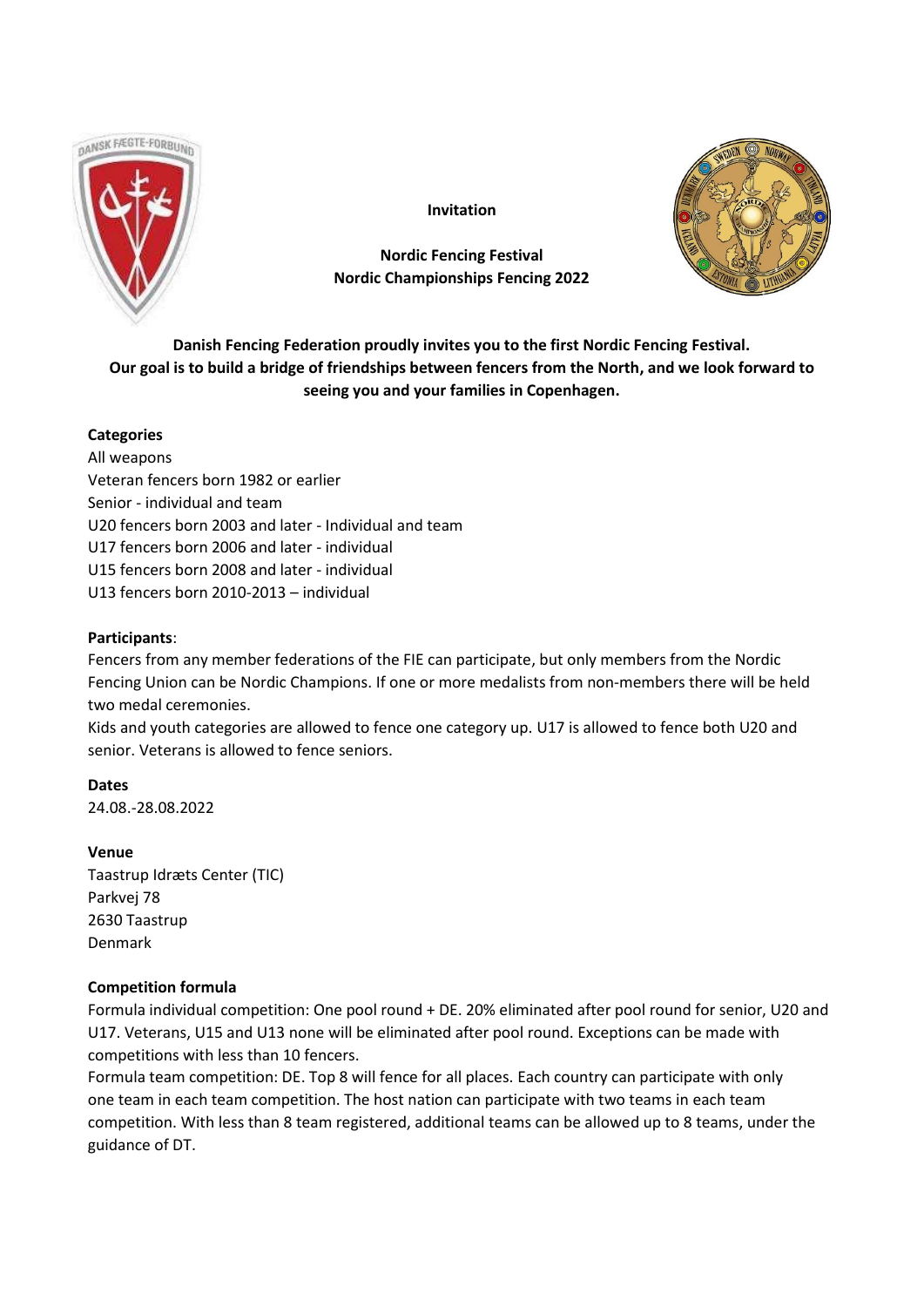**Invitation**

**Nordic Fencing Festival**
**Nordic Championships Fencing 2022**

**Danish Fencing Federation proudly invites you to the first Nordic Fencing Festival.**
**Our goal is to build a bridge of friendships between fencers from the North, and we look forward to seeing you and your families in Copenhagen.**

**Categories**

All weapons
Veteran fencers born 1982 or earlier
Senior - individual and team
U20 fencers born 2003 and later - Individual and team
U17 fencers born 2006 and later - individual
U15 fencers born 2008 and later - individual
U13 fencers born 2010-2013 – individual

**Participants**:

Fencers from any member federations of the FIE can participate, but only members from the Nordic Fencing Union can be Nordic Champions. If one or more medalists from non-members there will be held two medal ceremonies.
Kids and youth categories are allowed to fence one category up. U17 is allowed to fence both U20 and senior. Veterans is allowed to fence seniors.

**Dates**

24.08.-28.08.2022

**Venue**

Taastrup Idræts Center (TIC)
Parkvej 78
2630 Taastrup
Denmark

**Competition formula**

Formula individual competition: One pool round + DE. 20% eliminated after pool round for senior, U20 and U17. Veterans, U15 and U13 none will be eliminated after pool round. Exceptions can be made with competitions with less than 10 fencers.
Formula team competition: DE. Top 8 will fence for all places. Each country can participate with only one team in each team competition. The host nation can participate with two teams in each team competition. With less than 8 team registered, additional teams can be allowed up to 8 teams, under the guidance of DT.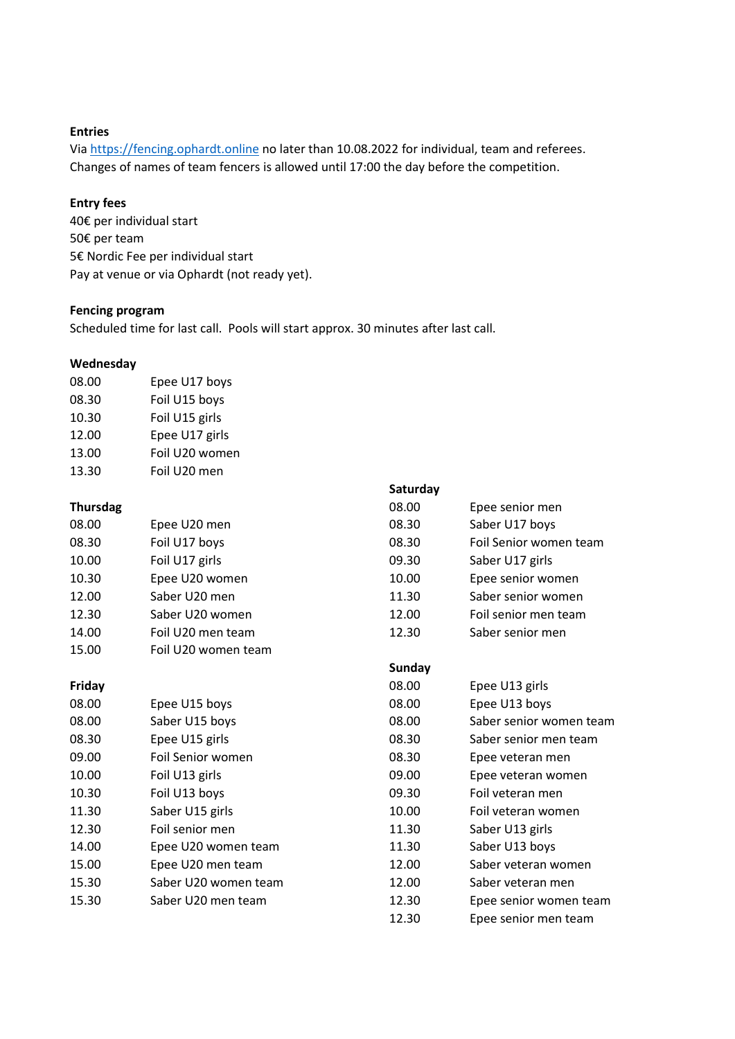**Entries**

Via https://fencing.ophardt.online no later than 10.08.2022 for individual, team and referees.
Changes of names of team fencers is allowed until 17:00 the day before the competition.

**Entry fees**

40€ per individual start
50€ per team
5€ Nordic Fee per individual start
Pay at venue or via Ophardt (not ready yet).

**Fencing program**

Scheduled time for last call. Pools will start approx. 30 minutes after last call.

**Wednesday**

| | |
|---|---|
| 08.00 | Epee U17 boys |
| 08.30 | Foil U15 boys |
| 10.30 | Foil U15 girls |
| 12.00 | Epee U17 girls |
| 13.00 | Foil U20 women |
| 13.30 | Foil U20 men |

**Thursdag**

| | |
|---|---|
| 08.00 | Epee U20 men |
| 08.30 | Foil U17 boys |
| 10.00 | Foil U17 girls |
| 10.30 | Epee U20 women |
| 12.00 | Saber U20 men |
| 12.30 | Saber U20 women |
| 14.00 | Foil U20 men team |
| 15.00 | Foil U20 women team |

**Friday**

| | |
|---|---|
| 08.00 | Epee U15 boys |
| 08.00 | Saber U15 boys |
| 08.30 | Epee U15 girls |
| 09.00 | Foil Senior women |
| 10.00 | Foil U13 girls |
| 10.30 | Foil U13 boys |
| 11.30 | Saber U15 girls |
| 12.30 | Foil senior men |
| 14.00 | Epee U20 women team |
| 15.00 | Epee U20 men team |
| 15.30 | Saber U20 women team |
| 15.30 | Saber U20 men team |

**Saturday**

| | |
|---|---|
| 08.00 | Epee senior men |
| 08.30 | Saber U17 boys |
| 08.30 | Foil Senior women team |
| 09.30 | Saber U17 girls |
| 10.00 | Epee senior women |
| 11.30 | Saber senior women |
| 12.00 | Foil senior men team |
| 12.30 | Saber senior men |

**Sunday**

| | |
|---|---|
| 08.00 | Epee U13 girls |
| 08.00 | Epee U13 boys |
| 08.00 | Saber senior women team |
| 08.30 | Saber senior men team |
| 08.30 | Epee veteran men |
| 09.00 | Epee veteran women |
| 09.30 | Foil veteran men |
| 10.00 | Foil veteran women |
| 11.30 | Saber U13 girls |
| 11.30 | Saber U13 boys |
| 12.00 | Saber veteran women |
| 12.00 | Saber veteran men |
| 12.30 | Epee senior women team |
| 12.30 | Epee senior men team |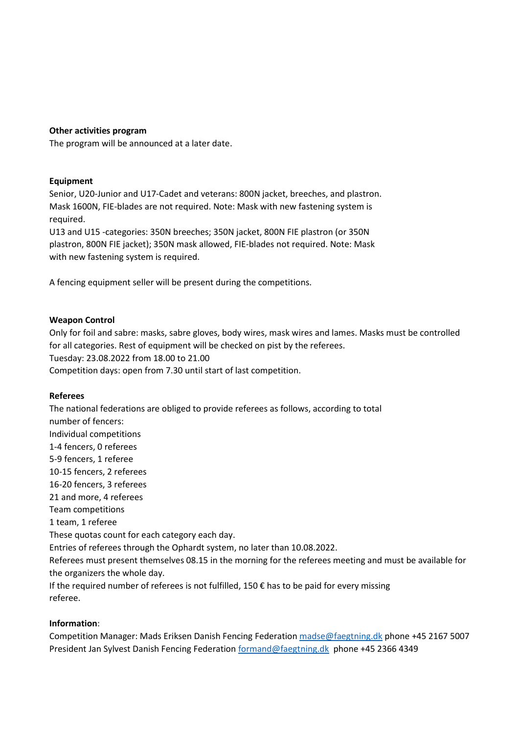**Other activities program**

The program will be announced at a later date.

**Equipment**

Senior, U20-Junior and U17-Cadet and veterans: 800N jacket, breeches, and plastron. Mask 1600N, FIE-blades are not required. Note: Mask with new fastening system is required.

U13 and U15 -categories: 350N breeches; 350N jacket, 800N FIE plastron (or 350N plastron, 800N FIE jacket); 350N mask allowed, FIE-blades not required. Note: Mask with new fastening system is required.

A fencing equipment seller will be present during the competitions.

**Weapon Control**

Only for foil and sabre: masks, sabre gloves, body wires, mask wires and lames. Masks must be controlled for all categories. Rest of equipment will be checked on pist by the referees.

Tuesday: 23.08.2022 from 18.00 to 21.00

Competition days: open from 7.30 until start of last competition.

**Referees**

The national federations are obliged to provide referees as follows, according to total number of fencers:

Individual competitions

1-4 fencers, 0 referees

5-9 fencers, 1 referee

10-15 fencers, 2 referees

16-20 fencers, 3 referees

21 and more, 4 referees

Team competitions

1 team, 1 referee

These quotas count for each category each day.

Entries of referees through the Ophardt system, no later than 10.08.2022.

Referees must present themselves 08.15 in the morning for the referees meeting and must be available for the organizers the whole day.

If the required number of referees is not fulfilled, 150 € has to be paid for every missing referee.

**Information**:

Competition Manager: Mads Eriksen Danish Fencing Federation [madse@faegtning.dk](mailto:madse@faegtning.dk) phone +45 2167 5007

President Jan Sylvest Danish Fencing Federation [formand@faegtning.dk](mailto:formand@faegtning.dk) phone +45 2366 4349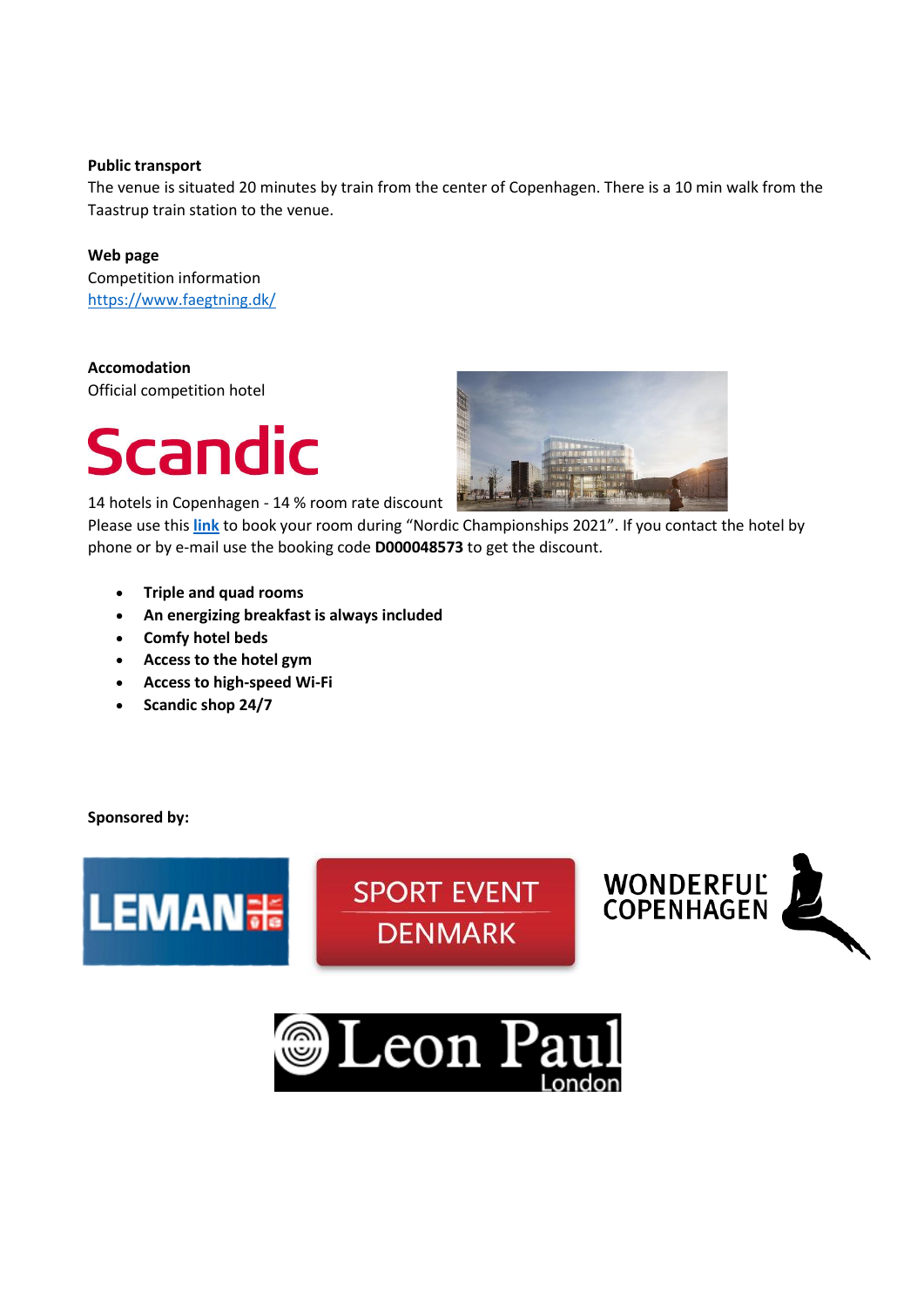**Public transport**
The venue is situated 20 minutes by train from the center of Copenhagen. There is a 10 min walk from the Taastrup train station to the venue.

**Web page**
Competition information
https://www.faegtning.dk/

**Accomodation**
Official competition hotel

Scandic

14 hotels in Copenhagen - 14 % room rate discount
Please use this **link** to book your room during "Nordic Championships 2021". If you contact the hotel by phone or by e-mail use the booking code **D000048573** to get the discount.

- **Triple and quad rooms**
- **An energizing breakfast is always included**
- **Comfy hotel beds**
- **Access to the hotel gym**
- **Access to high-speed Wi-Fi**
- **Scandic shop 24/7**

**Sponsored by:**

LEMAN

SPORT EVENT DENMARK

WONDERFUL COPENHAGEN

Leon Paul London